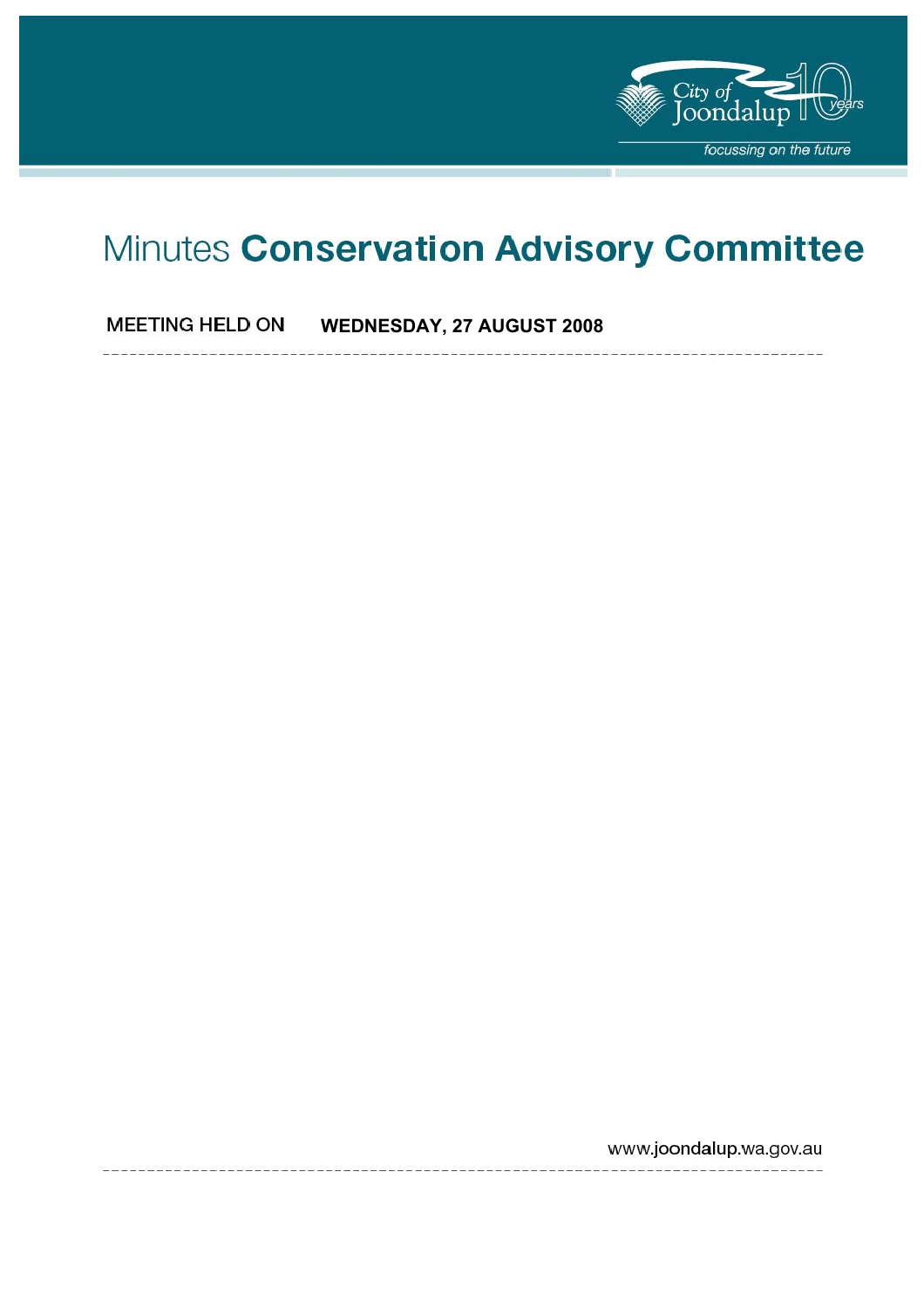# Minutes **Conservation Advisory Committee**

MEETING HELD ON **WEDNESDAY, 27 AUGUST 2008**

www.joondalup.wa.gov.au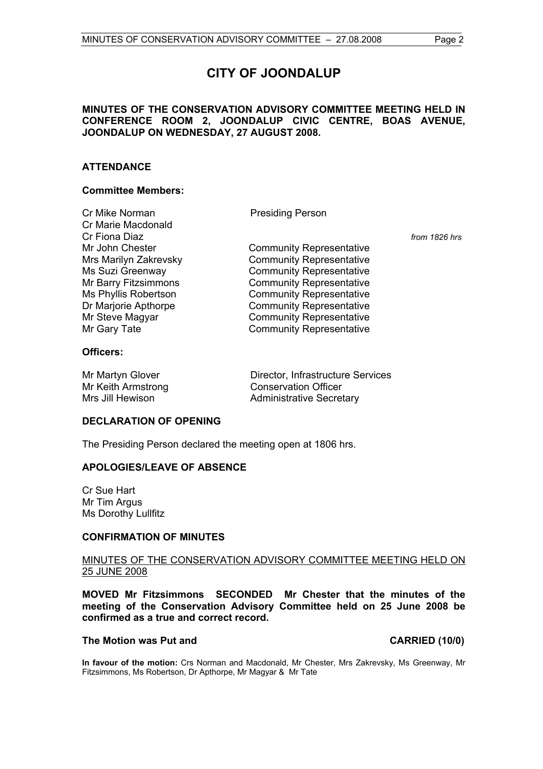# CITY OF JOONDALUP

**MINUTES OF THE CONSERVATION ADVISORY COMMITTEE MEETING HELD IN CONFERENCE ROOM 2, JOONDALUP CIVIC CENTRE, BOAS AVENUE, JOONDALUP ON WEDNESDAY, 27 AUGUST 2008.**

## ATTENDANCE

### Committee Members:

| | | |
|---|---|---|
| Cr Mike Norman | Presiding Person | |
| Cr Marie Macdonald | | |
| Cr Fiona Diaz | | *from 1826 hrs* |
| Mr John Chester | Community Representative | |
| Mrs Marilyn Zakrevsky | Community Representative | |
| Ms Suzi Greenway | Community Representative | |
| Mr Barry Fitzsimmons | Community Representative | |
| Ms Phyllis Robertson | Community Representative | |
| Dr Marjorie Apthorpe | Community Representative | |
| Mr Steve Magyar | Community Representative | |
| Mr Gary Tate | Community Representative | |

### Officers:

| | |
|---|---|
| Mr Martyn Glover | Director, Infrastructure Services |
| Mr Keith Armstrong | Conservation Officer |
| Mrs Jill Hewison | Administrative Secretary |

## DECLARATION OF OPENING

The Presiding Person declared the meeting open at 1806 hrs.

## APOLOGIES/LEAVE OF ABSENCE

Cr Sue Hart
Mr Tim Argus
Ms Dorothy Lullfitz

## CONFIRMATION OF MINUTES

MINUTES OF THE CONSERVATION ADVISORY COMMITTEE MEETING HELD ON 25 JUNE 2008

**MOVED Mr Fitzsimmons SECONDED Mr Chester that the minutes of the meeting of the Conservation Advisory Committee held on 25 June 2008 be confirmed as a true and correct record.**

**The Motion was Put and CARRIED (10/0)**

**In favour of the motion:** Crs Norman and Macdonald, Mr Chester, Mrs Zakrevsky, Ms Greenway, Mr Fitzsimmons, Ms Robertson, Dr Apthorpe, Mr Magyar & Mr Tate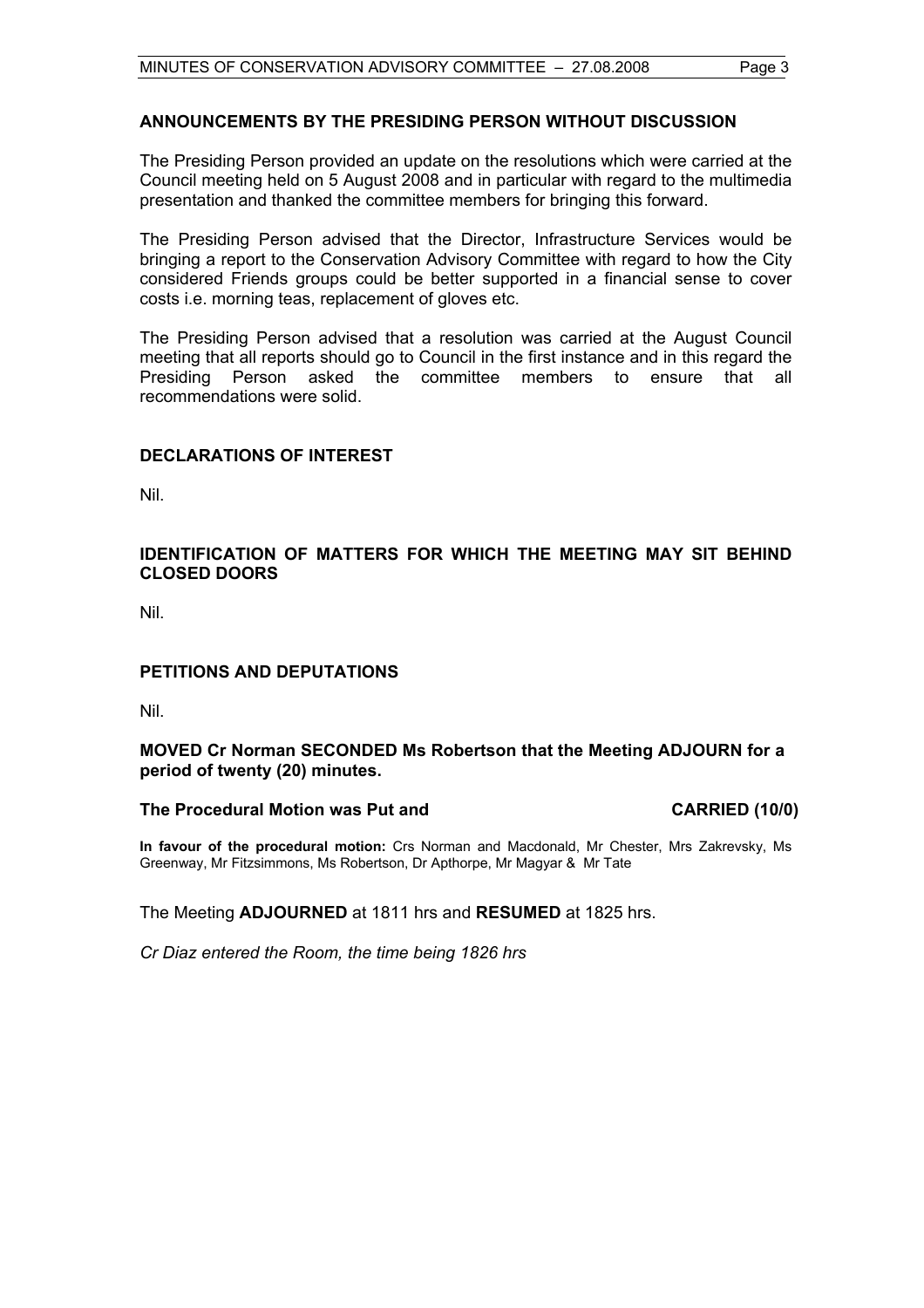## ANNOUNCEMENTS BY THE PRESIDING PERSON WITHOUT DISCUSSION

The Presiding Person provided an update on the resolutions which were carried at the Council meeting held on 5 August 2008 and in particular with regard to the multimedia presentation and thanked the committee members for bringing this forward.

The Presiding Person advised that the Director, Infrastructure Services would be bringing a report to the Conservation Advisory Committee with regard to how the City considered Friends groups could be better supported in a financial sense to cover costs i.e. morning teas, replacement of gloves etc.

The Presiding Person advised that a resolution was carried at the August Council meeting that all reports should go to Council in the first instance and in this regard the Presiding Person asked the committee members to ensure that all recommendations were solid.

## DECLARATIONS OF INTEREST

Nil.

## IDENTIFICATION OF MATTERS FOR WHICH THE MEETING MAY SIT BEHIND CLOSED DOORS

Nil.

## PETITIONS AND DEPUTATIONS

Nil.

**MOVED Cr Norman SECONDED Ms Robertson that the Meeting ADJOURN for a period of twenty (20) minutes.**

**The Procedural Motion was Put and CARRIED (10/0)**

**In favour of the procedural motion:** Crs Norman and Macdonald, Mr Chester, Mrs Zakrevsky, Ms Greenway, Mr Fitzsimmons, Ms Robertson, Dr Apthorpe, Mr Magyar & Mr Tate

The Meeting **ADJOURNED** at 1811 hrs and **RESUMED** at 1825 hrs.

*Cr Diaz entered the Room, the time being 1826 hrs*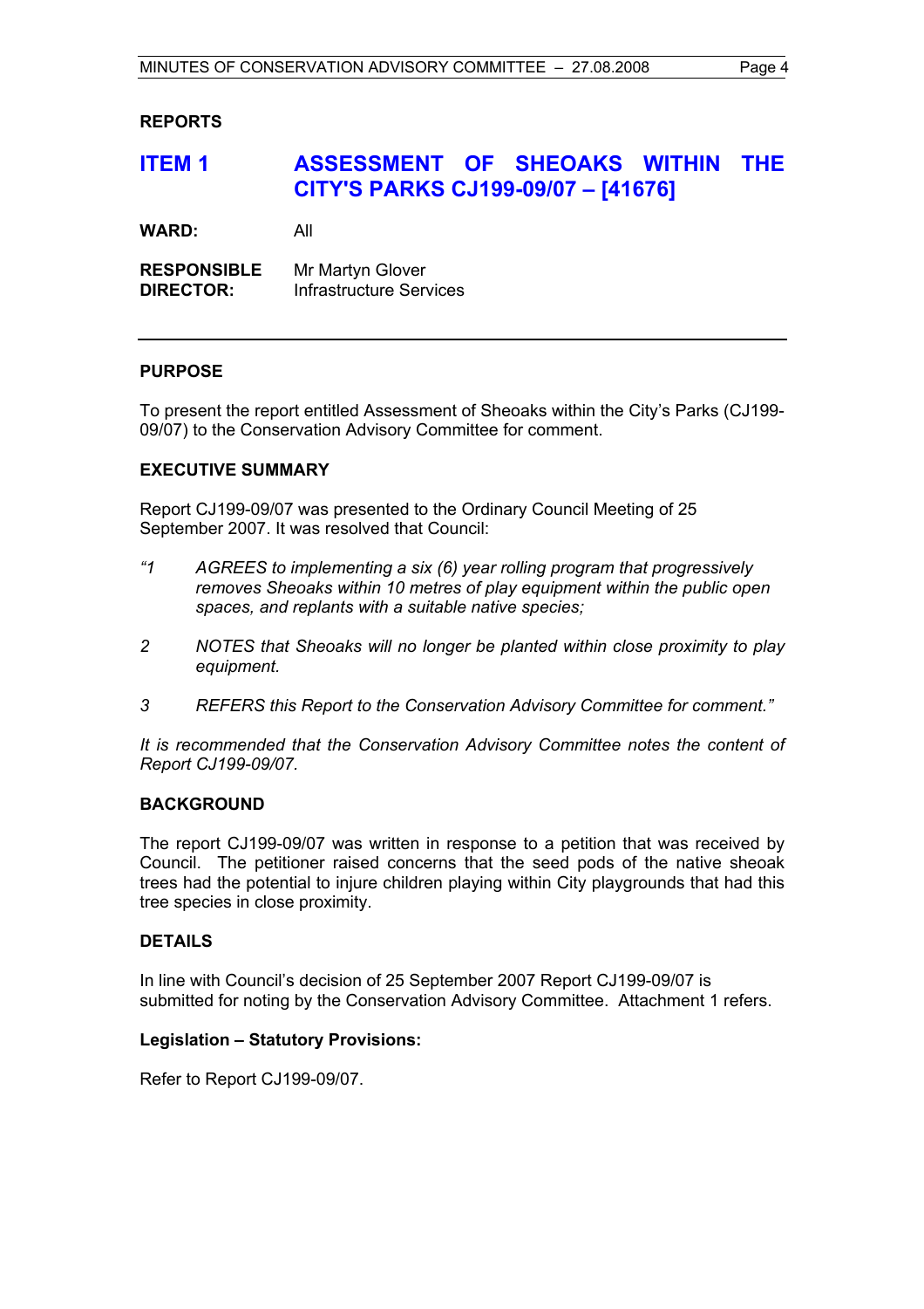## REPORTS

# ITEM 1 ASSESSMENT OF SHEOAKS WITHIN THE CITY'S PARKS CJ199-09/07 – [41676]

**WARD:** All

**RESPONSIBLE DIRECTOR:** Mr Martyn Glover
Infrastructure Services

---

### PURPOSE

To present the report entitled Assessment of Sheoaks within the City's Parks (CJ199-09/07) to the Conservation Advisory Committee for comment.

### EXECUTIVE SUMMARY

Report CJ199-09/07 was presented to the Ordinary Council Meeting of 25 September 2007. It was resolved that Council:

*"1 AGREES to implementing a six (6) year rolling program that progressively removes Sheoaks within 10 metres of play equipment within the public open spaces, and replants with a suitable native species;*

*2 NOTES that Sheoaks will no longer be planted within close proximity to play equipment.*

*3 REFERS this Report to the Conservation Advisory Committee for comment."*

*It is recommended that the Conservation Advisory Committee notes the content of Report CJ199-09/07.*

### BACKGROUND

The report CJ199-09/07 was written in response to a petition that was received by Council. The petitioner raised concerns that the seed pods of the native sheoak trees had the potential to injure children playing within City playgrounds that had this tree species in close proximity.

### DETAILS

In line with Council's decision of 25 September 2007 Report CJ199-09/07 is submitted for noting by the Conservation Advisory Committee. Attachment 1 refers.

#### Legislation – Statutory Provisions:

Refer to Report CJ199-09/07.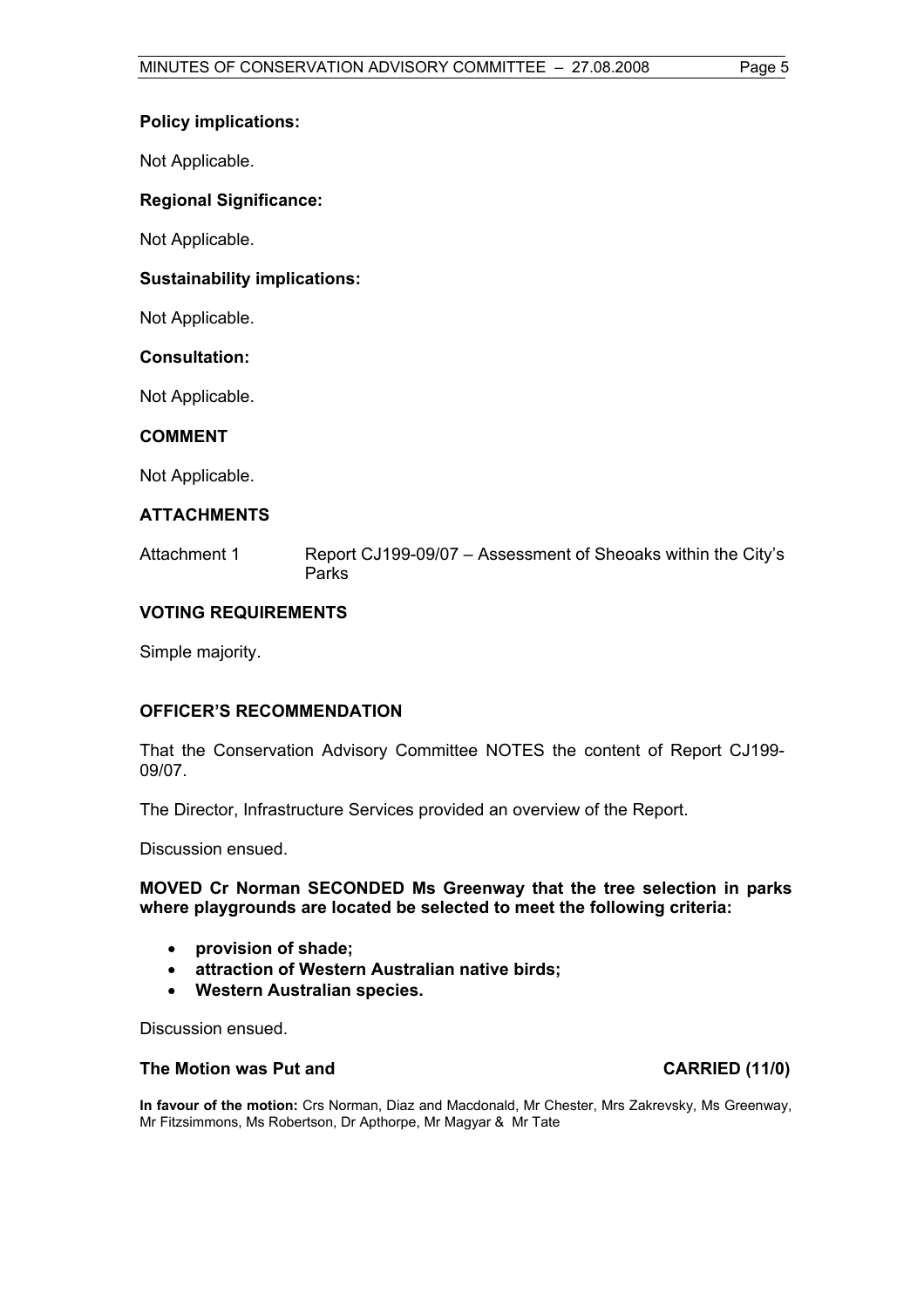### Policy implications:

Not Applicable.

### Regional Significance:

Not Applicable.

### Sustainability implications:

Not Applicable.

### Consultation:

Not Applicable.

## COMMENT

Not Applicable.

## ATTACHMENTS

Attachment 1 Report CJ199-09/07 – Assessment of Sheoaks within the City's Parks

## VOTING REQUIREMENTS

Simple majority.

## OFFICER'S RECOMMENDATION

That the Conservation Advisory Committee NOTES the content of Report CJ199-09/07.

The Director, Infrastructure Services provided an overview of the Report.

Discussion ensued.

**MOVED Cr Norman SECONDED Ms Greenway that the tree selection in parks where playgrounds are located be selected to meet the following criteria:**

- **provision of shade;**
- **attraction of Western Australian native birds;**
- **Western Australian species.**

Discussion ensued.

**The Motion was Put and CARRIED (11/0)**

**In favour of the motion:** Crs Norman, Diaz and Macdonald, Mr Chester, Mrs Zakrevsky, Ms Greenway, Mr Fitzsimmons, Ms Robertson, Dr Apthorpe, Mr Magyar & Mr Tate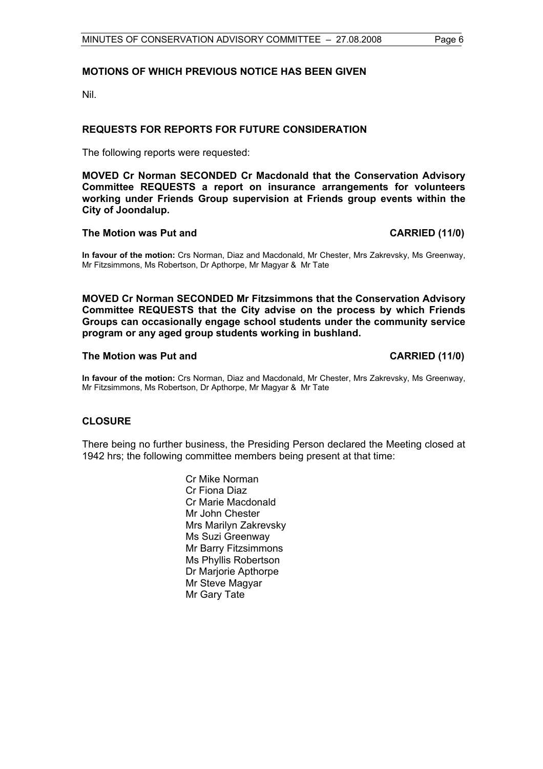## MOTIONS OF WHICH PREVIOUS NOTICE HAS BEEN GIVEN

Nil.

## REQUESTS FOR REPORTS FOR FUTURE CONSIDERATION

The following reports were requested:

**MOVED Cr Norman SECONDED Cr Macdonald that the Conservation Advisory Committee REQUESTS a report on insurance arrangements for volunteers working under Friends Group supervision at Friends group events within the City of Joondalup.**

**The Motion was Put and CARRIED (11/0)**

**In favour of the motion:** Crs Norman, Diaz and Macdonald, Mr Chester, Mrs Zakrevsky, Ms Greenway, Mr Fitzsimmons, Ms Robertson, Dr Apthorpe, Mr Magyar & Mr Tate

**MOVED Cr Norman SECONDED Mr Fitzsimmons that the Conservation Advisory Committee REQUESTS that the City advise on the process by which Friends Groups can occasionally engage school students under the community service program or any aged group students working in bushland.**

**The Motion was Put and CARRIED (11/0)**

**In favour of the motion:** Crs Norman, Diaz and Macdonald, Mr Chester, Mrs Zakrevsky, Ms Greenway, Mr Fitzsimmons, Ms Robertson, Dr Apthorpe, Mr Magyar & Mr Tate

## CLOSURE

There being no further business, the Presiding Person declared the Meeting closed at 1942 hrs; the following committee members being present at that time:

Cr Mike Norman
Cr Fiona Diaz
Cr Marie Macdonald
Mr John Chester
Mrs Marilyn Zakrevsky
Ms Suzi Greenway
Mr Barry Fitzsimmons
Ms Phyllis Robertson
Dr Marjorie Apthorpe
Mr Steve Magyar
Mr Gary Tate